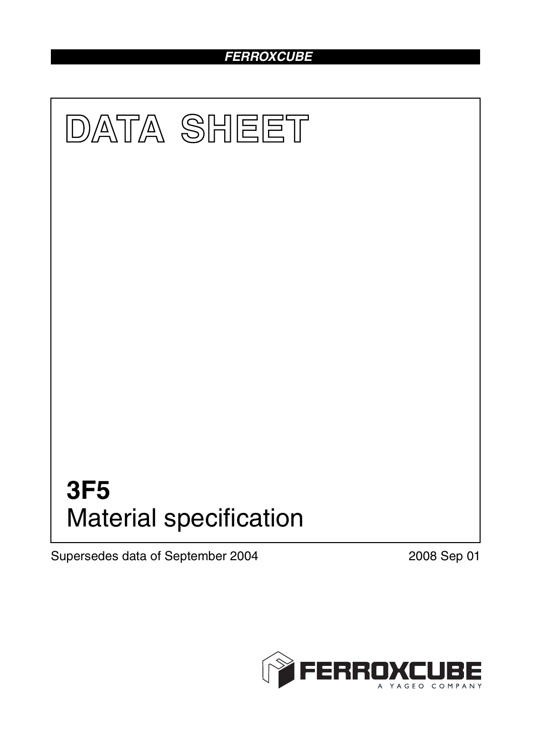FERROXCUBE

# DATA SHEET

## 3F5
Material specification

Supersedes data of September 2004

2008 Sep 01

FERROXCUBE
A YAGEO COMPANY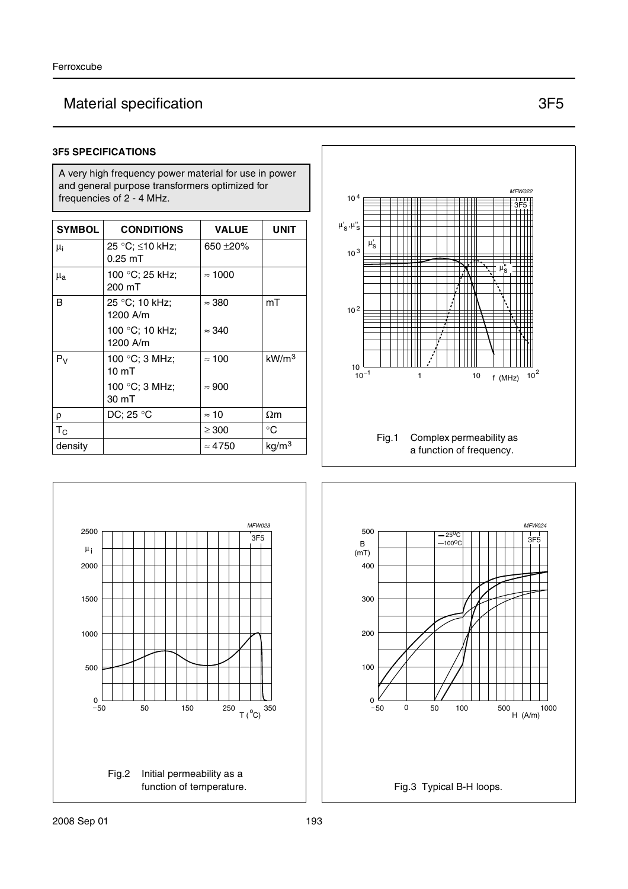# Material specification 3F5

### 3F5 SPECIFICATIONS

A very high frequency power material for use in power and general purpose transformers optimized for frequencies of 2 - 4 MHz.

| SYMBOL | CONDITIONS | VALUE | UNIT |
|---|---|---|---|
| $\mu_i$ | 25 °C; ≤10 kHz; 0.25 mT | 650 ±20% | |
| $\mu_a$ | 100 °C; 25 kHz; 200 mT | ≈ 1000 | |
| B | 25 °C; 10 kHz; 1200 A/m | ≈ 380 | mT |
| | 100 °C; 10 kHz; 1200 A/m | ≈ 340 | |
| $P_V$ | 100 °C; 3 MHz; 10 mT | ≈ 100 | $kW/m^3$ |
| | 100 °C; 3 MHz; 30 mT | ≈ 900 | |
| ρ | DC; 25 °C | ≈ 10 | Ωm |
| $T_C$ | | ≥ 300 | °C |
| density | | ≈ 4750 | $kg/m^3$ |

Fig.1 Complex permeability as a function of frequency.

Fig.2 Initial permeability as a function of temperature.

Fig.3 Typical B-H loops.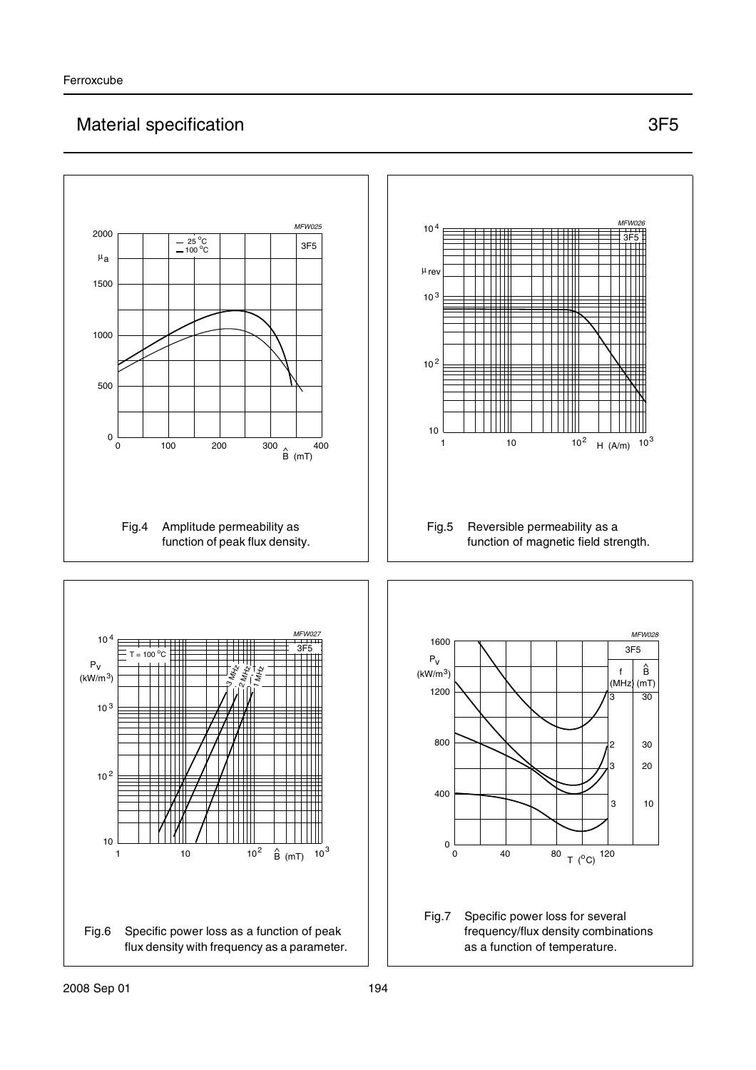## Material specification 3F5

Fig.4 Amplitude permeability as function of peak flux density.

Fig.5 Reversible permeability as a function of magnetic field strength.

Fig.6 Specific power loss as a function of peak flux density with frequency as a parameter.

Fig.7 Specific power loss for several frequency/flux density combinations as a function of temperature.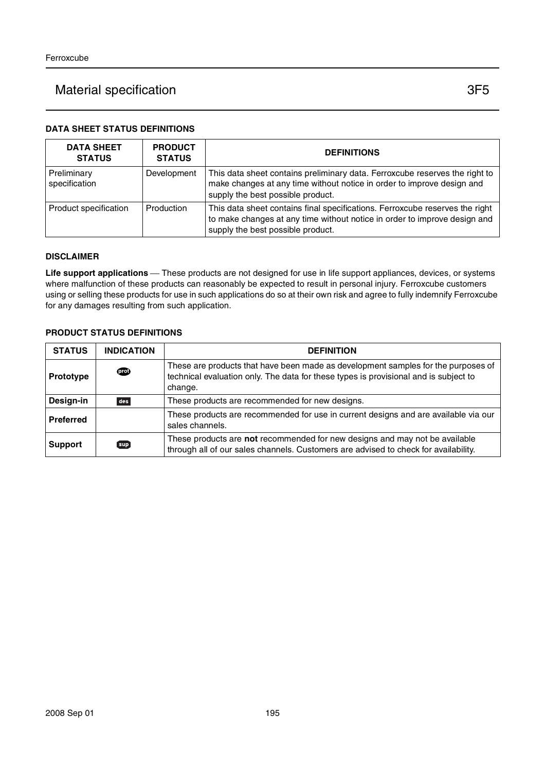## DATA SHEET STATUS DEFINITIONS

| DATA SHEET STATUS | PRODUCT STATUS | DEFINITIONS |
|---|---|---|
| Preliminary specification | Development | This data sheet contains preliminary data. Ferroxcube reserves the right to make changes at any time without notice in order to improve design and supply the best possible product. |
| Product specification | Production | This data sheet contains final specifications. Ferroxcube reserves the right to make changes at any time without notice in order to improve design and supply the best possible product. |

## DISCLAIMER

**Life support applications** — These products are not designed for use in life support appliances, devices, or systems where malfunction of these products can reasonably be expected to result in personal injury. Ferroxcube customers using or selling these products for use in such applications do so at their own risk and agree to fully indemnify Ferroxcube for any damages resulting from such application.

## PRODUCT STATUS DEFINITIONS

| STATUS | INDICATION | DEFINITION |
|---|---|---|
| **Prototype** | prot | These are products that have been made as development samples for the purposes of technical evaluation only. The data for these types is provisional and is subject to change. |
| **Design-in** | des | These products are recommended for new designs. |
| **Preferred** | | These products are recommended for use in current designs and are available via our sales channels. |
| **Support** | sup | These products are **not** recommended for new designs and may not be available through all of our sales channels. Customers are advised to check for availability. |